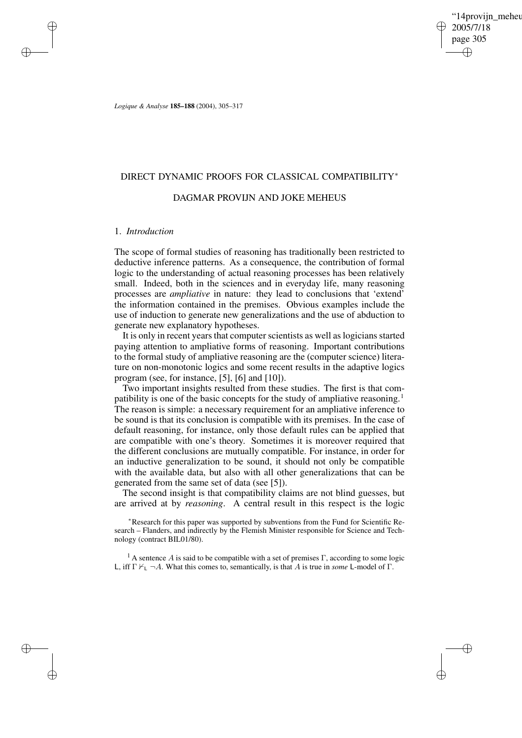*Logique & Analyse* **185–188** (2004), 305–317

# DIRECT DYNAMIC PROOFS FOR CLASSICAL COMPATIBILITY*

## DAGMAR PROVIJN AND JOKE MEHEUS

### 1. *Introduction*

The scope of formal studies of reasoning has traditionally been restricted to deductive inference patterns. As a consequence, the contribution of formal logic to the understanding of actual reasoning processes has been relatively small. Indeed, both in the sciences and in everyday life, many reasoning processes are *ampliative* in nature: they lead to conclusions that 'extend' the information contained in the premises. Obvious examples include the use of induction to generate new generalizations and the use of abduction to generate new explanatory hypotheses.

It is only in recent years that computer scientists as well as logicians started paying attention to ampliative forms of reasoning. Important contributions to the formal study of ampliative reasoning are the (computer science) literature on non-monotonic logics and some recent results in the adaptive logics program (see, for instance, [5], [6] and [10]).

Two important insights resulted from these studies. The first is that compatibility is one of the basic concepts for the study of ampliative reasoning.[1] The reason is simple: a necessary requirement for an ampliative inference to be sound is that its conclusion is compatible with its premises. In the case of default reasoning, for instance, only those default rules can be applied that are compatible with one's theory. Sometimes it is moreover required that the different conclusions are mutually compatible. For instance, in order for an inductive generalization to be sound, it should not only be compatible with the available data, but also with all other generalizations that can be generated from the same set of data (see [5]).

The second insight is that compatibility claims are not blind guesses, but are arrived at by *reasoning*. A central result in this respect is the logic

*Research for this paper was supported by subventions from the Fund for Scientific Research – Flanders, and indirectly by the Flemish Minister responsible for Science and Technology (contract BIL01/80).

[1] A sentence $A$ is said to be compatible with a set of premises $\Gamma$, according to some logic $\mathsf{L}$, iff $\Gamma \nvdash_{\mathsf{L}} \neg A$. What this comes to, semantically, is that $A$ is true in *some* $\mathsf{L}$-model of $\Gamma$.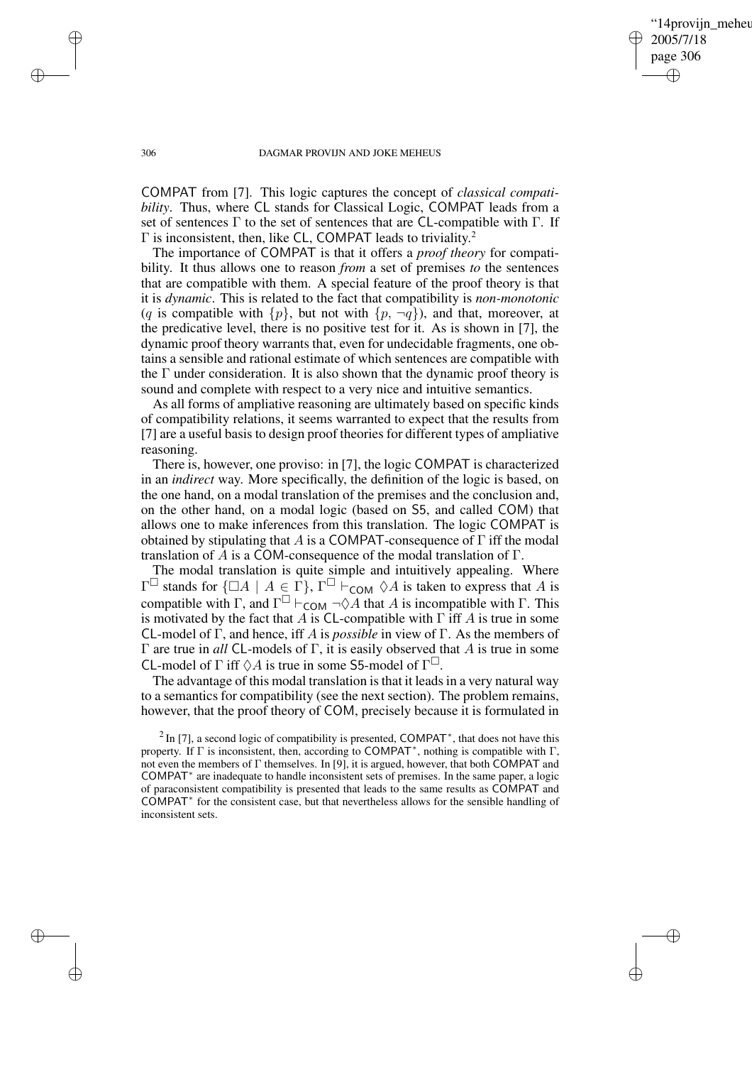COMPAT from [7]. This logic captures the concept of *classical compatibility*. Thus, where CL stands for Classical Logic, COMPAT leads from a set of sentences $\Gamma$ to the set of sentences that are CL-compatible with $\Gamma$. If $\Gamma$ is inconsistent, then, like CL, COMPAT leads to triviality.[2]

The importance of COMPAT is that it offers a *proof theory* for compatibility. It thus allows one to reason *from* a set of premises *to* the sentences that are compatible with them. A special feature of the proof theory is that it is *dynamic*. This is related to the fact that compatibility is *non-monotonic* ($q$ is compatible with $\{p\}$, but not with $\{p, \neg q\}$), and that, moreover, at the predicative level, there is no positive test for it. As is shown in [7], the dynamic proof theory warrants that, even for undecidable fragments, one obtains a sensible and rational estimate of which sentences are compatible with the $\Gamma$ under consideration. It is also shown that the dynamic proof theory is sound and complete with respect to a very nice and intuitive semantics.

As all forms of ampliative reasoning are ultimately based on specific kinds of compatibility relations, it seems warranted to expect that the results from [7] are a useful basis to design proof theories for different types of ampliative reasoning.

There is, however, one proviso: in [7], the logic COMPAT is characterized in an *indirect* way. More specifically, the definition of the logic is based, on the one hand, on a modal translation of the premises and the conclusion and, on the other hand, on a modal logic (based on S5, and called COM) that allows one to make inferences from this translation. The logic COMPAT is obtained by stipulating that $A$ is a COMPAT-consequence of $\Gamma$ iff the modal translation of $A$ is a COM-consequence of the modal translation of $\Gamma$.

The modal translation is quite simple and intuitively appealing. Where $\Gamma^{\Box}$ stands for $\{\Box A \mid A \in \Gamma\}$, $\Gamma^{\Box} \vdash_{\mathsf{COM}} \Diamond A$ is taken to express that $A$ is compatible with $\Gamma$, and $\Gamma^{\Box} \vdash_{\mathsf{COM}} \neg\Diamond A$ that $A$ is incompatible with $\Gamma$. This is motivated by the fact that $A$ is CL-compatible with $\Gamma$ iff $A$ is true in some CL-model of $\Gamma$, and hence, iff $A$ is *possible* in view of $\Gamma$. As the members of $\Gamma$ are true in *all* CL-models of $\Gamma$, it is easily observed that $A$ is true in some CL-model of $\Gamma$ iff $\Diamond A$ is true in some S5-model of $\Gamma^{\Box}$.

The advantage of this modal translation is that it leads in a very natural way to a semantics for compatibility (see the next section). The problem remains, however, that the proof theory of COM, precisely because it is formulated in

[2] In [7], a second logic of compatibility is presented, COMPAT$^*$, that does not have this property. If $\Gamma$ is inconsistent, then, according to COMPAT$^*$, nothing is compatible with $\Gamma$, not even the members of $\Gamma$ themselves. In [9], it is argued, however, that both COMPAT and COMPAT$^*$ are inadequate to handle inconsistent sets of premises. In the same paper, a logic of paraconsistent compatibility is presented that leads to the same results as COMPAT and COMPAT$^*$ for the consistent case, but that nevertheless allows for the sensible handling of inconsistent sets.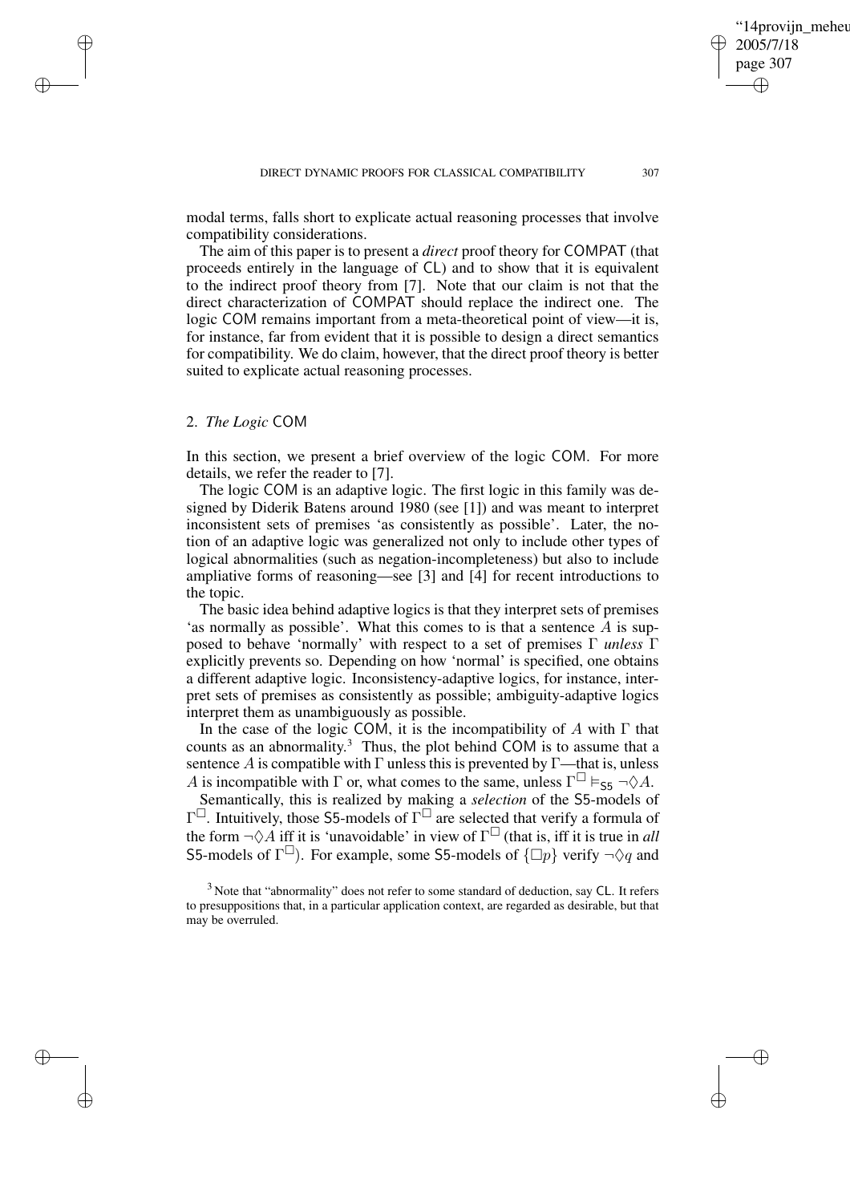modal terms, falls short to explicate actual reasoning processes that involve compatibility considerations.

The aim of this paper is to present a *direct* proof theory for COMPAT (that proceeds entirely in the language of CL) and to show that it is equivalent to the indirect proof theory from [7]. Note that our claim is not that the direct characterization of COMPAT should replace the indirect one. The logic COM remains important from a meta-theoretical point of view—it is, for instance, far from evident that it is possible to design a direct semantics for compatibility. We do claim, however, that the direct proof theory is better suited to explicate actual reasoning processes.

## 2. *The Logic* COM

In this section, we present a brief overview of the logic COM. For more details, we refer the reader to [7].

The logic COM is an adaptive logic. The first logic in this family was designed by Diderik Batens around 1980 (see [1]) and was meant to interpret inconsistent sets of premises 'as consistently as possible'. Later, the notion of an adaptive logic was generalized not only to include other types of logical abnormalities (such as negation-incompleteness) but also to include ampliative forms of reasoning—see [3] and [4] for recent introductions to the topic.

The basic idea behind adaptive logics is that they interpret sets of premises 'as normally as possible'. What this comes to is that a sentence $A$ is supposed to behave 'normally' with respect to a set of premises $\Gamma$ *unless* $\Gamma$ explicitly prevents so. Depending on how 'normal' is specified, one obtains a different adaptive logic. Inconsistency-adaptive logics, for instance, interpret sets of premises as consistently as possible; ambiguity-adaptive logics interpret them as unambiguously as possible.

In the case of the logic COM, it is the incompatibility of $A$ with $\Gamma$ that counts as an abnormality.[3] Thus, the plot behind COM is to assume that a sentence $A$ is compatible with $\Gamma$ unless this is prevented by $\Gamma$—that is, unless $A$ is incompatible with $\Gamma$ or, what comes to the same, unless $\Gamma^{\Box} \vDash_{\mathsf{S5}} \neg\Diamond A$.

Semantically, this is realized by making a *selection* of the S5-models of $\Gamma^{\Box}$. Intuitively, those S5-models of $\Gamma^{\Box}$ are selected that verify a formula of the form $\neg\Diamond A$ iff it is 'unavoidable' in view of $\Gamma^{\Box}$ (that is, iff it is true in *all* S5-models of $\Gamma^{\Box}$). For example, some S5-models of $\{\Box p\}$ verify $\neg\Diamond q$ and

[3] Note that "abnormality" does not refer to some standard of deduction, say CL. It refers to presuppositions that, in a particular application context, are regarded as desirable, but that may be overruled.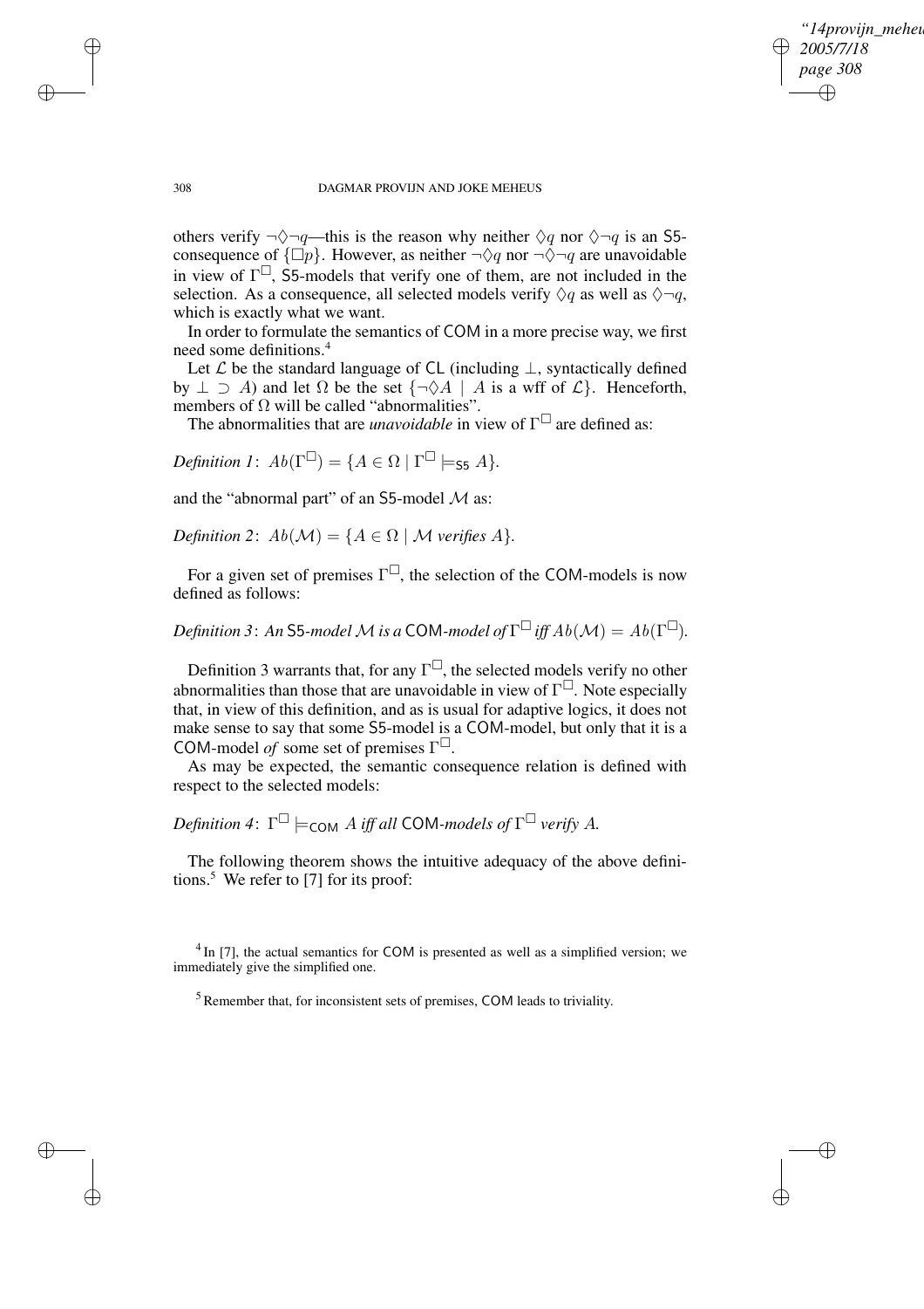others verify $\neg\Diamond\neg q$—this is the reason why neither $\Diamond q$ nor $\Diamond\neg q$ is an S5-consequence of $\{\Box p\}$. However, as neither $\neg\Diamond q$ nor $\neg\Diamond\neg q$ are unavoidable in view of $\Gamma^{\Box}$, S5-models that verify one of them, are not included in the selection. As a consequence, all selected models verify $\Diamond q$ as well as $\Diamond\neg q$, which is exactly what we want.

In order to formulate the semantics of COM in a more precise way, we first need some definitions.[4]

Let $\mathcal{L}$ be the standard language of CL (including $\bot$, syntactically defined by $\bot \supset A$) and let $\Omega$ be the set $\{\neg\Diamond A \mid A \text{ is a wff of } \mathcal{L}\}$. Henceforth, members of $\Omega$ will be called "abnormalities".

The abnormalities that are *unavoidable* in view of $\Gamma^{\Box}$ are defined as:

*Definition 1*: $Ab(\Gamma^{\Box}) = \{A \in \Omega \mid \Gamma^{\Box} \models_{\mathsf{S5}} A\}$.

and the "abnormal part" of an S5-model $\mathcal{M}$ as:

*Definition 2*: $Ab(\mathcal{M}) = \{A \in \Omega \mid \mathcal{M} \textit{ verifies } A\}$.

For a given set of premises $\Gamma^{\Box}$, the selection of the COM-models is now defined as follows:

*Definition 3*: *An* S5*-model* $\mathcal{M}$ *is a* COM*-model of* $\Gamma^{\Box}$ *iff* $Ab(\mathcal{M}) = Ab(\Gamma^{\Box})$.

Definition 3 warrants that, for any $\Gamma^{\Box}$, the selected models verify no other abnormalities than those that are unavoidable in view of $\Gamma^{\Box}$. Note especially that, in view of this definition, and as is usual for adaptive logics, it does not make sense to say that some S5-model is a COM-model, but only that it is a COM-model *of* some set of premises $\Gamma^{\Box}$.

As may be expected, the semantic consequence relation is defined with respect to the selected models:

*Definition 4*: $\Gamma^{\Box} \models_{\mathsf{COM}} A$ *iff all* COM*-models of* $\Gamma^{\Box}$ *verify* $A$.

The following theorem shows the intuitive adequacy of the above definitions.[5] We refer to [7] for its proof:

[4] In [7], the actual semantics for COM is presented as well as a simplified version; we immediately give the simplified one.

[5] Remember that, for inconsistent sets of premises, COM leads to triviality.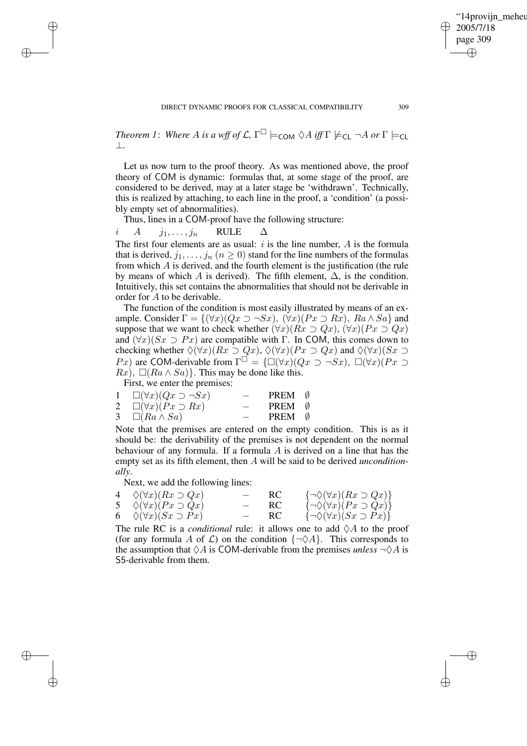*Theorem 1*: *Where $A$ is a wff of $\mathcal{L}$, $\Gamma^{\Box} \models_{\mathsf{COM}} \Diamond A$ iff $\Gamma \not\models_{\mathsf{CL}} \neg A$ or $\Gamma \models_{\mathsf{CL}} \bot$.*

Let us now turn to the proof theory. As was mentioned above, the proof theory of COM is dynamic: formulas that, at some stage of the proof, are considered to be derived, may at a later stage be 'withdrawn'. Technically, this is realized by attaching, to each line in the proof, a 'condition' (a possibly empty set of abnormalities).

Thus, lines in a COM-proof have the following structure:

$i \quad A \quad j_1, \ldots, j_n \quad \text{RULE} \quad \Delta$

The first four elements are as usual: $i$ is the line number, $A$ is the formula that is derived, $j_1, \ldots, j_n$ ($n \geq 0$) stand for the line numbers of the formulas from which $A$ is derived, and the fourth element is the justification (the rule by means of which $A$ is derived). The fifth element, $\Delta$, is the condition. Intuitively, this set contains the abnormalities that should not be derivable in order for $A$ to be derivable.

The function of the condition is most easily illustrated by means of an example. Consider $\Gamma = \{(\forall x)(Qx \supset \neg Sx),\ (\forall x)(Px \supset Rx),\ Ra \wedge Sa\}$ and suppose that we want to check whether $(\forall x)(Rx \supset Qx)$, $(\forall x)(Px \supset Qx)$ and $(\forall x)(Sx \supset Px)$ are compatible with $\Gamma$. In COM, this comes down to checking whether $\Diamond(\forall x)(Rx \supset Qx)$, $\Diamond(\forall x)(Px \supset Qx)$ and $\Diamond(\forall x)(Sx \supset Px)$ are COM-derivable from $\Gamma^{\Box} = \{\Box(\forall x)(Qx \supset \neg Sx),\ \Box(\forall x)(Px \supset Rx),\ \Box(Ra \wedge Sa)\}$. This may be done like this.

First, we enter the premises:

| | | | | |
|---|---|---|---|---|
| 1 | $\Box(\forall x)(Qx \supset \neg Sx)$ | $-$ | PREM | $\emptyset$ |
| 2 | $\Box(\forall x)(Px \supset Rx)$ | $-$ | PREM | $\emptyset$ |
| 3 | $\Box(Ra \wedge Sa)$ | $-$ | PREM | $\emptyset$ |

Note that the premises are entered on the empty condition. This is as it should be: the derivability of the premises is not dependent on the normal behaviour of any formula. If a formula $A$ is derived on a line that has the empty set as its fifth element, then $A$ will be said to be derived *unconditionally*.

Next, we add the following lines:

| | | | | |
|---|---|---|---|---|
| 4 | $\Diamond(\forall x)(Rx \supset Qx)$ | $-$ | RC | $\{\neg\Diamond(\forall x)(Rx \supset Qx)\}$ |
| 5 | $\Diamond(\forall x)(Px \supset Qx)$ | $-$ | RC | $\{\neg\Diamond(\forall x)(Px \supset Qx)\}$ |
| 6 | $\Diamond(\forall x)(Sx \supset Px)$ | $-$ | RC | $\{\neg\Diamond(\forall x)(Sx \supset Px)\}$ |

The rule RC is a *conditional* rule: it allows one to add $\Diamond A$ to the proof (for any formula $A$ of $\mathcal{L}$) on the condition $\{\neg\Diamond A\}$. This corresponds to the assumption that $\Diamond A$ is COM-derivable from the premises *unless* $\neg\Diamond A$ is S5-derivable from them.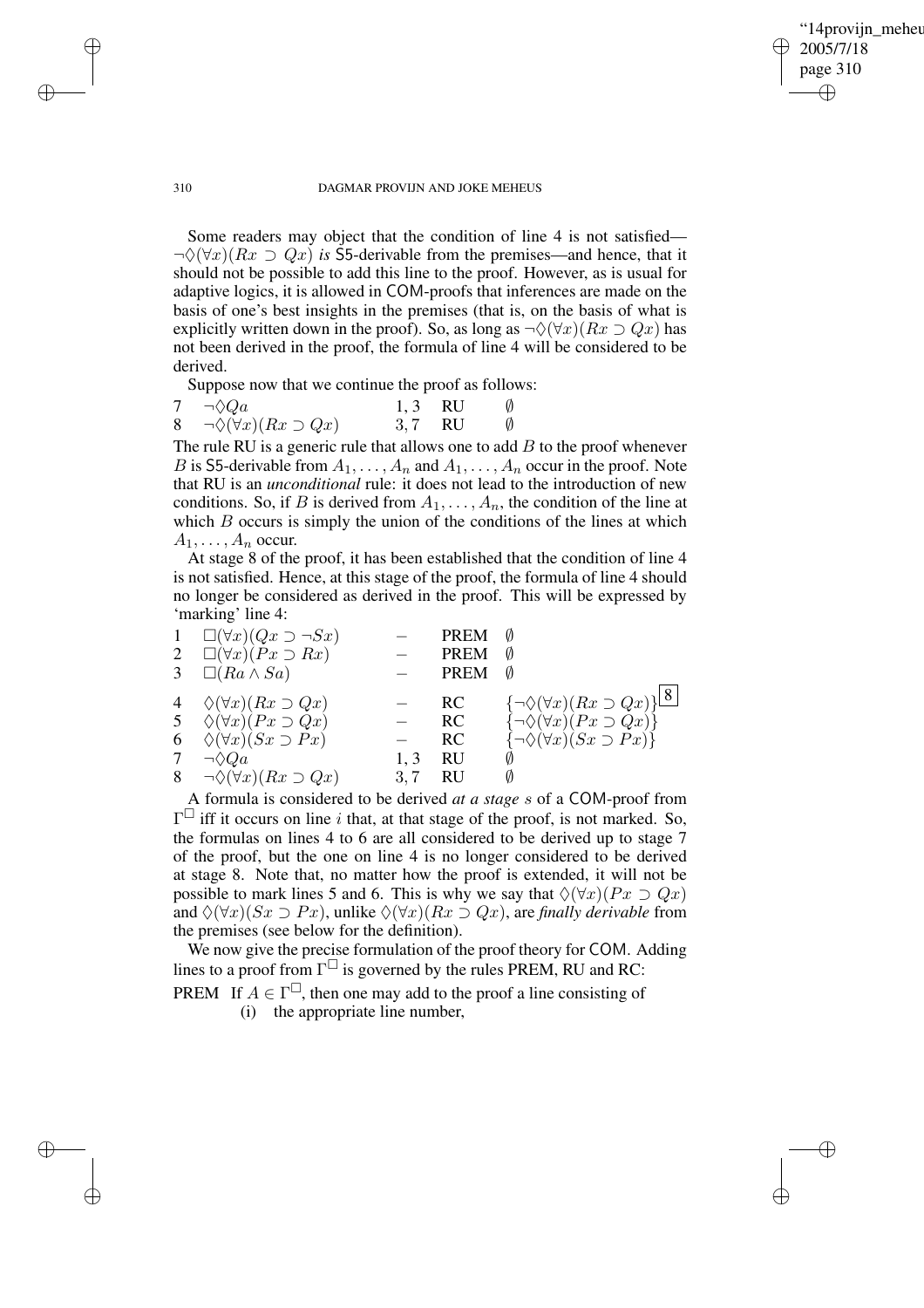Some readers may object that the condition of line 4 is not satisfied—$\neg\Diamond(\forall x)(Rx \supset Qx)$ *is* S5-derivable from the premises—and hence, that it should not be possible to add this line to the proof. However, as is usual for adaptive logics, it is allowed in COM-proofs that inferences are made on the basis of one's best insights in the premises (that is, on the basis of what is explicitly written down in the proof). So, as long as $\neg\Diamond(\forall x)(Rx \supset Qx)$ has not been derived in the proof, the formula of line 4 will be considered to be derived.

Suppose now that we continue the proof as follows:

| | | | | |
|---|---|---|---|---|
| 7 | $\neg\Diamond Qa$ | 1, 3 | RU | $\emptyset$ |
| 8 | $\neg\Diamond(\forall x)(Rx \supset Qx)$ | 3, 7 | RU | $\emptyset$ |

The rule RU is a generic rule that allows one to add $B$ to the proof whenever $B$ is S5-derivable from $A_1, \ldots, A_n$ and $A_1, \ldots, A_n$ occur in the proof. Note that RU is an *unconditional* rule: it does not lead to the introduction of new conditions. So, if $B$ is derived from $A_1, \ldots, A_n$, the condition of the line at which $B$ occurs is simply the union of the conditions of the lines at which $A_1, \ldots, A_n$ occur.

At stage 8 of the proof, it has been established that the condition of line 4 is not satisfied. Hence, at this stage of the proof, the formula of line 4 should no longer be considered as derived in the proof. This will be expressed by 'marking' line 4:

| | | | | | |
|---|---|---|---|---|---|
| 1 | $\Box(\forall x)(Qx \supset \neg Sx)$ | – | PREM | $\emptyset$ | |
| 2 | $\Box(\forall x)(Px \supset Rx)$ | – | PREM | $\emptyset$ | |
| 3 | $\Box(Ra \wedge Sa)$ | – | PREM | $\emptyset$ | |
| 4 | $\Diamond(\forall x)(Rx \supset Qx)$ | – | RC | $\{\neg\Diamond(\forall x)(Rx \supset Qx)\}$ | 8 |
| 5 | $\Diamond(\forall x)(Px \supset Qx)$ | – | RC | $\{\neg\Diamond(\forall x)(Px \supset Qx)\}$ | |
| 6 | $\Diamond(\forall x)(Sx \supset Px)$ | – | RC | $\{\neg\Diamond(\forall x)(Sx \supset Px)\}$ | |
| 7 | $\neg\Diamond Qa$ | 1, 3 | RU | $\emptyset$ | |
| 8 | $\neg\Diamond(\forall x)(Rx \supset Qx)$ | 3, 7 | RU | $\emptyset$ | |

A formula is considered to be derived *at a stage* $s$ of a COM-proof from $\Gamma^{\Box}$ iff it occurs on line $i$ that, at that stage of the proof, is not marked. So, the formulas on lines 4 to 6 are all considered to be derived up to stage 7 of the proof, but the one on line 4 is no longer considered to be derived at stage 8. Note that, no matter how the proof is extended, it will not be possible to mark lines 5 and 6. This is why we say that $\Diamond(\forall x)(Px \supset Qx)$ and $\Diamond(\forall x)(Sx \supset Px)$, unlike $\Diamond(\forall x)(Rx \supset Qx)$, are *finally derivable* from the premises (see below for the definition).

We now give the precise formulation of the proof theory for COM. Adding lines to a proof from $\Gamma^{\Box}$ is governed by the rules PREM, RU and RC:

PREM If $A \in \Gamma^{\Box}$, then one may add to the proof a line consisting of
  (i) the appropriate line number,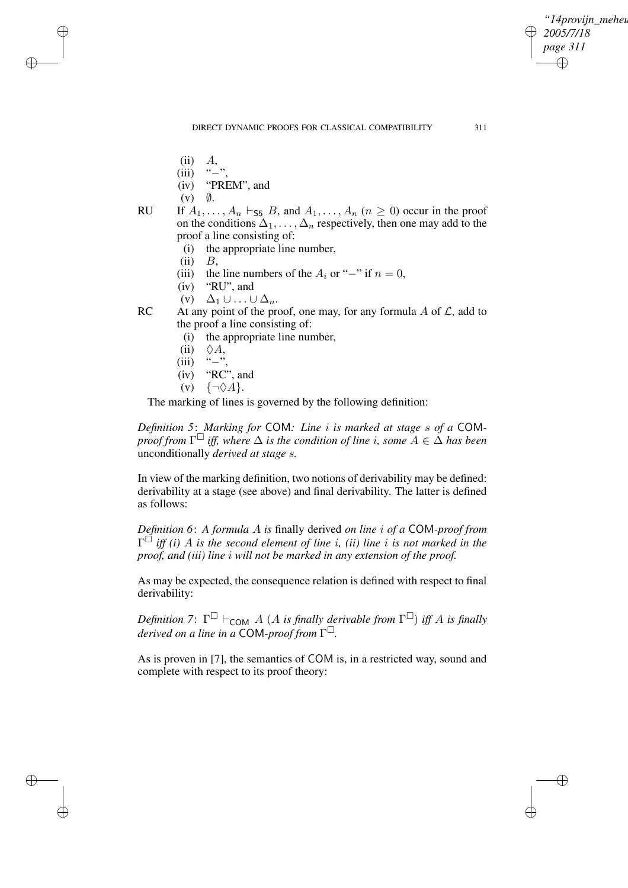(ii) $A$,
(iii) "$-$",
(iv) "PREM", and
(v) $\emptyset$.

RU If $A_1, \ldots, A_n \vdash_{\mathsf{S5}} B$, and $A_1, \ldots, A_n$ ($n \geq 0$) occur in the proof on the conditions $\Delta_1, \ldots, \Delta_n$ respectively, then one may add to the proof a line consisting of:

(i) the appropriate line number,
(ii) $B$,
(iii) the line numbers of the $A_i$ or "$-$" if $n = 0$,
(iv) "RU", and
(v) $\Delta_1 \cup \ldots \cup \Delta_n$.

RC At any point of the proof, one may, for any formula $A$ of $\mathcal{L}$, add to the proof a line consisting of:

(i) the appropriate line number,
(ii) $\Diamond A$,
(iii) "$-$",
(iv) "RC", and
(v) $\{\neg\Diamond A\}$.

The marking of lines is governed by the following definition:

*Definition 5*: *Marking for* COM*: Line $i$ is marked at stage $s$ of a* COM*-proof from $\Gamma^{\Box}$ iff, where $\Delta$ is the condition of line $i$, some $A \in \Delta$ has been* unconditionally *derived at stage $s$.*

In view of the marking definition, two notions of derivability may be defined: derivability at a stage (see above) and final derivability. The latter is defined as follows:

*Definition 6*: *A formula $A$ is* finally derived *on line $i$ of a* COM*-proof from $\Gamma^{\Box}$ iff (i) $A$ is the second element of line $i$, (ii) line $i$ is not marked in the proof, and (iii) line $i$ will not be marked in any extension of the proof.*

As may be expected, the consequence relation is defined with respect to final derivability:

*Definition 7*: $\Gamma^{\Box} \vdash_{\mathsf{COM}} A$ *($A$ is finally derivable from $\Gamma^{\Box}$) iff $A$ is finally derived on a line in a* COM*-proof from $\Gamma^{\Box}$.*

As is proven in [7], the semantics of COM is, in a restricted way, sound and complete with respect to its proof theory: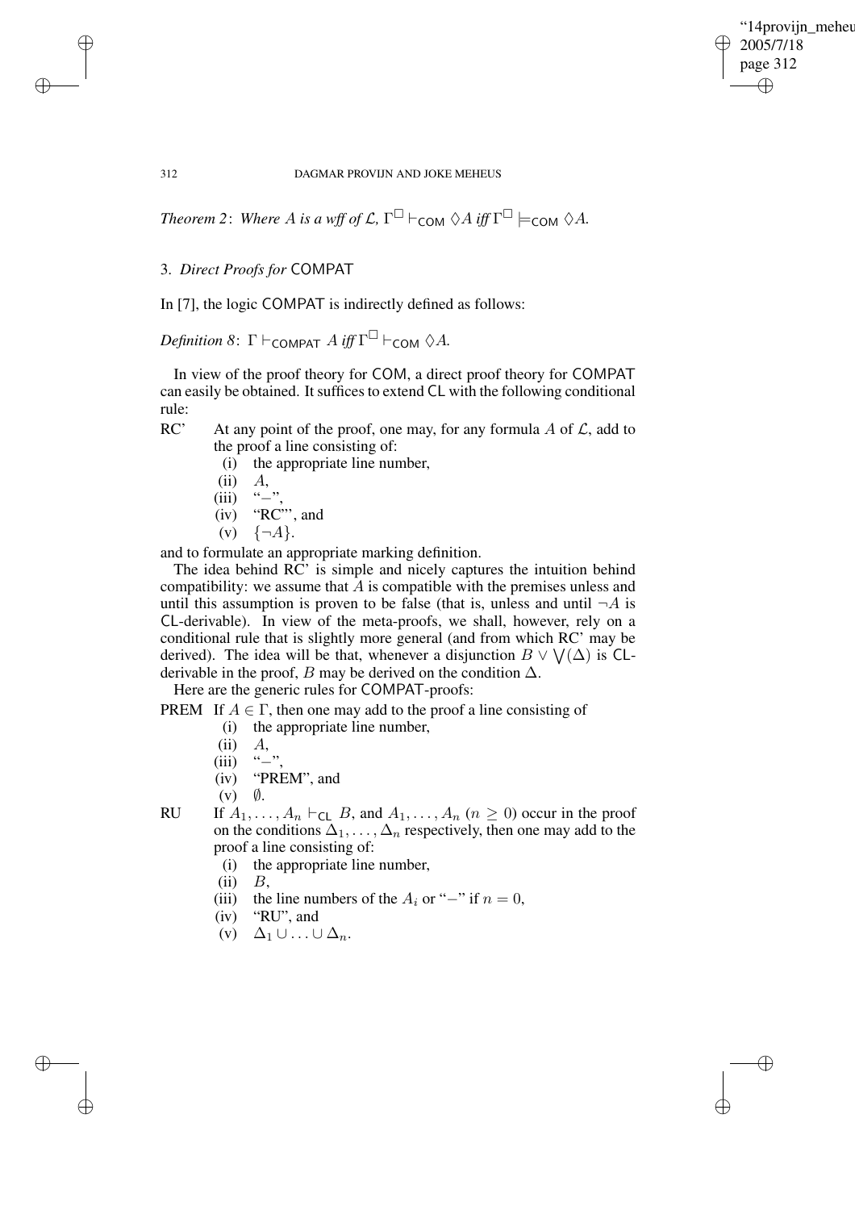*Theorem 2*: *Where $A$ is a wff of $\mathcal{L}$, $\Gamma^{\Box} \vdash_{\mathsf{COM}} \Diamond A$ iff $\Gamma^{\Box} \models_{\mathsf{COM}} \Diamond A$.*

### 3. *Direct Proofs for* COMPAT

In [7], the logic COMPAT is indirectly defined as follows:

*Definition 8*: $\Gamma \vdash_{\mathsf{COMPAT}} A$ *iff* $\Gamma^{\Box} \vdash_{\mathsf{COM}} \Diamond A$.

In view of the proof theory for COM, a direct proof theory for COMPAT can easily be obtained. It suffices to extend CL with the following conditional rule:

RC' At any point of the proof, one may, for any formula $A$ of $\mathcal{L}$, add to the proof a line consisting of:
- (i) the appropriate line number,
- (ii) $A$,
- (iii) "$-$",
- (iv) "RC'", and
- (v) $\{\neg A\}$.

and to formulate an appropriate marking definition.

The idea behind RC' is simple and nicely captures the intuition behind compatibility: we assume that $A$ is compatible with the premises unless and until this assumption is proven to be false (that is, unless and until $\neg A$ is CL-derivable). In view of the meta-proofs, we shall, however, rely on a conditional rule that is slightly more general (and from which RC' may be derived). The idea will be that, whenever a disjunction $B \vee \bigvee(\Delta)$ is CL-derivable in the proof, $B$ may be derived on the condition $\Delta$.

Here are the generic rules for COMPAT-proofs:

PREM If $A \in \Gamma$, then one may add to the proof a line consisting of
- (i) the appropriate line number,
- (ii) $A$,
- (iii) "$-$",
- (iv) "PREM", and
- (v) $\emptyset$.

RU If $A_1, \ldots, A_n \vdash_{\mathsf{CL}} B$, and $A_1, \ldots, A_n$ ($n \geq 0$) occur in the proof on the conditions $\Delta_1, \ldots, \Delta_n$ respectively, then one may add to the proof a line consisting of:
- (i) the appropriate line number,
- (ii) $B$,
- (iii) the line numbers of the $A_i$ or "$-$" if $n = 0$,
- (iv) "RU", and
- (v) $\Delta_1 \cup \ldots \cup \Delta_n$.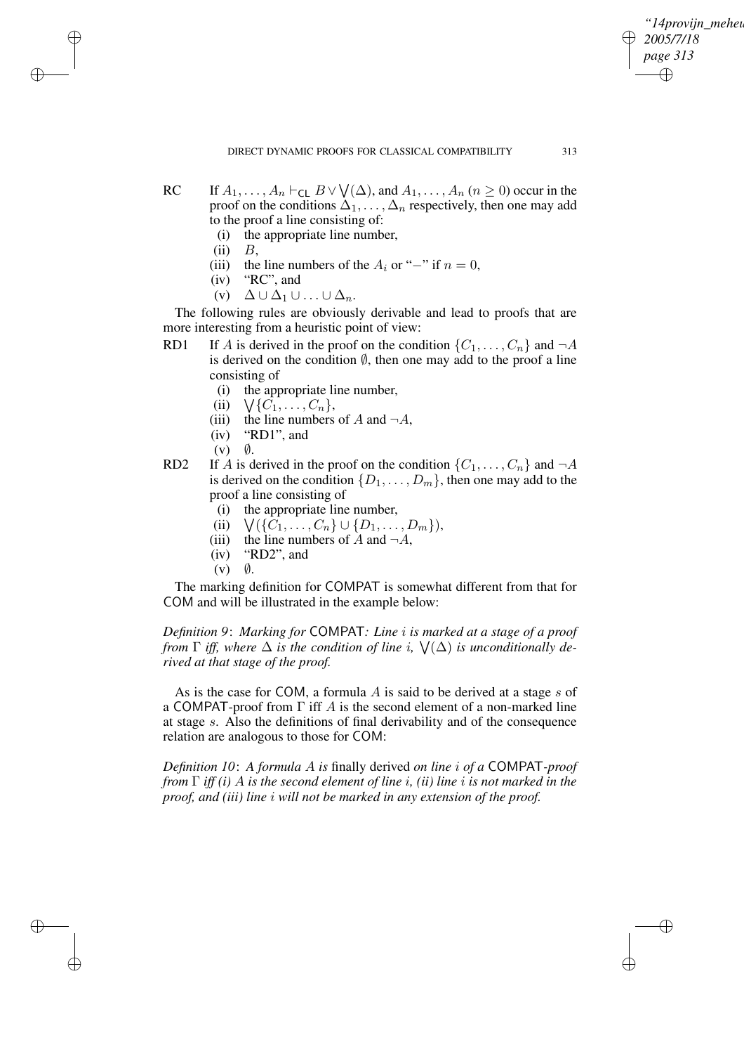RC If $A_1, \ldots, A_n \vdash_{\mathsf{CL}} B \vee \bigvee(\Delta)$, and $A_1, \ldots, A_n$ ($n \geq 0$) occur in the proof on the conditions $\Delta_1, \ldots, \Delta_n$ respectively, then one may add to the proof a line consisting of:

- (i) the appropriate line number,
- (ii) $B$,
- (iii) the line numbers of the $A_i$ or "$-$" if $n = 0$,
- (iv) "RC", and
- (v) $\Delta \cup \Delta_1 \cup \ldots \cup \Delta_n$.

The following rules are obviously derivable and lead to proofs that are more interesting from a heuristic point of view:

RD1 If $A$ is derived in the proof on the condition $\{C_1, \ldots, C_n\}$ and $\neg A$ is derived on the condition $\emptyset$, then one may add to the proof a line consisting of

- (i) the appropriate line number,
- (ii) $\bigvee\{C_1, \ldots, C_n\}$,
- (iii) the line numbers of $A$ and $\neg A$,
- (iv) "RD1", and
- (v) $\emptyset$.

RD2 If $A$ is derived in the proof on the condition $\{C_1, \ldots, C_n\}$ and $\neg A$ is derived on the condition $\{D_1, \ldots, D_m\}$, then one may add to the proof a line consisting of

- (i) the appropriate line number,
- (ii) $\bigvee(\{C_1, \ldots, C_n\} \cup \{D_1, \ldots, D_m\})$,
- (iii) the line numbers of $A$ and $\neg A$,
- (iv) "RD2", and
- (v) $\emptyset$.

The marking definition for COMPAT is somewhat different from that for COM and will be illustrated in the example below:

*Definition 9*: *Marking for* COMPAT*: Line $i$ is marked at a stage of a proof from $\Gamma$ iff, where $\Delta$ is the condition of line $i$, $\bigvee(\Delta)$ is unconditionally derived at that stage of the proof.*

As is the case for COM, a formula $A$ is said to be derived at a stage $s$ of a COMPAT-proof from $\Gamma$ iff $A$ is the second element of a non-marked line at stage $s$. Also the definitions of final derivability and of the consequence relation are analogous to those for COM:

*Definition 10*: *A formula $A$ is* finally derived *on line $i$ of a* COMPAT*-proof from $\Gamma$ iff (i) $A$ is the second element of line $i$, (ii) line $i$ is not marked in the proof, and (iii) line $i$ will not be marked in any extension of the proof.*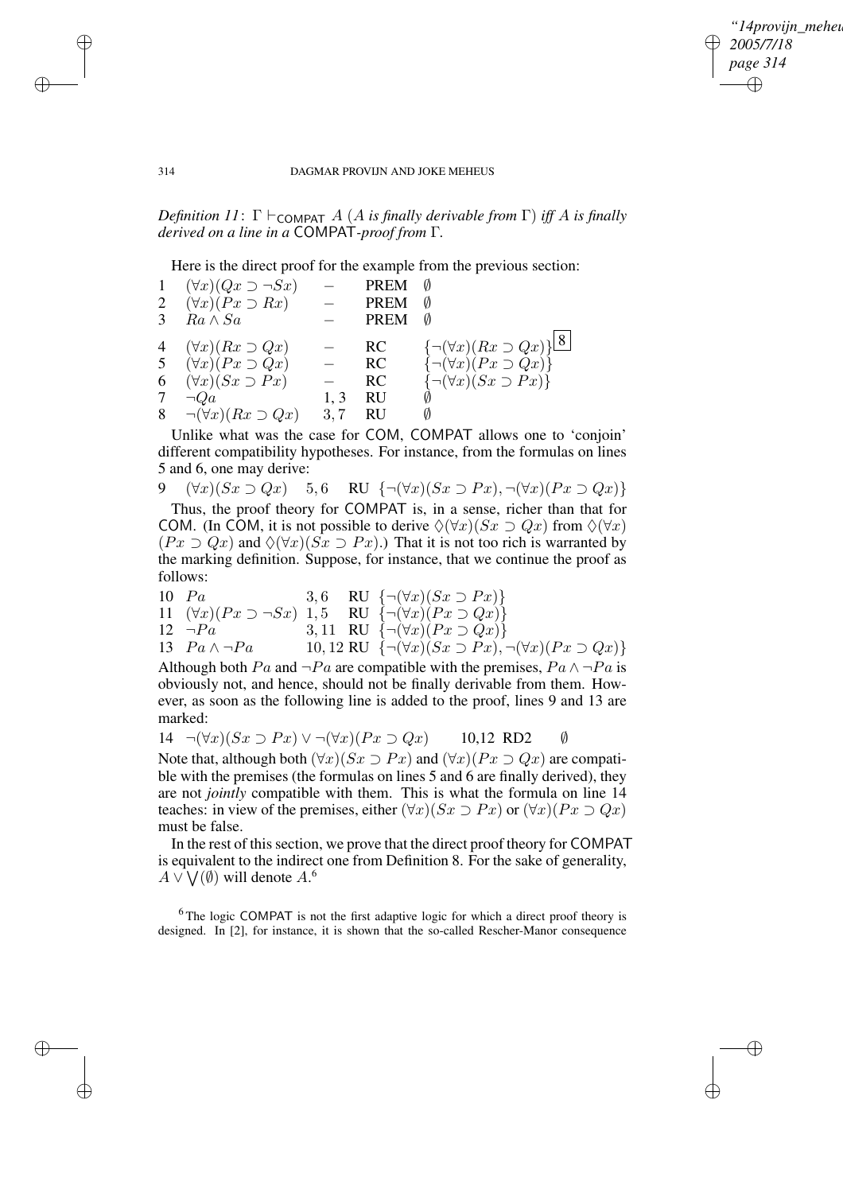*Definition 11*: $\Gamma \vdash_{\mathsf{COMPAT}} A$ (*A is finally derivable from* $\Gamma$) *iff A is finally derived on a line in a* COMPAT*-proof from* $\Gamma$.

Here is the direct proof for the example from the previous section:

| | | | | |
|---|---|---|---|---|
| 1 | $(\forall x)(Qx \supset \neg Sx)$ | $-$ | PREM | $\emptyset$ |
| 2 | $(\forall x)(Px \supset Rx)$ | $-$ | PREM | $\emptyset$ |
| 3 | $Ra \wedge Sa$ | $-$ | PREM | $\emptyset$ |
| 4 | $(\forall x)(Rx \supset Qx)$ | $-$ | RC | $\{\neg(\forall x)(Rx \supset Qx)\}$ $\boxed{8}$ |
| 5 | $(\forall x)(Px \supset Qx)$ | $-$ | RC | $\{\neg(\forall x)(Px \supset Qx)\}$ |
| 6 | $(\forall x)(Sx \supset Px)$ | $-$ | RC | $\{\neg(\forall x)(Sx \supset Px)\}$ |
| 7 | $\neg Qa$ | $1, 3$ | RU | $\emptyset$ |
| 8 | $\neg(\forall x)(Rx \supset Qx)$ | $3, 7$ | RU | $\emptyset$ |

Unlike what was the case for COM, COMPAT allows one to 'conjoin' different compatibility hypotheses. For instance, from the formulas on lines 5 and 6, one may derive:

| | | | | |
|---|---|---|---|---|
| 9 | $(\forall x)(Sx \supset Qx)$ | $5, 6$ | RU | $\{\neg(\forall x)(Sx \supset Px), \neg(\forall x)(Px \supset Qx)\}$ |

Thus, the proof theory for COMPAT is, in a sense, richer than that for COM. (In COM, it is not possible to derive $\lozenge(\forall x)(Sx \supset Qx)$ from $\lozenge(\forall x)(Px \supset Qx)$ and $\lozenge(\forall x)(Sx \supset Px)$.) That it is not too rich is warranted by the marking definition. Suppose, for instance, that we continue the proof as follows:

| | | | | |
|---|---|---|---|---|
| 10 | $Pa$ | $3, 6$ | RU | $\{\neg(\forall x)(Sx \supset Px)\}$ |
| 11 | $(\forall x)(Px \supset \neg Sx)$ | $1, 5$ | RU | $\{\neg(\forall x)(Px \supset Qx)\}$ |
| 12 | $\neg Pa$ | $3, 11$ | RU | $\{\neg(\forall x)(Px \supset Qx)\}$ |
| 13 | $Pa \wedge \neg Pa$ | $10, 12$ | RU | $\{\neg(\forall x)(Sx \supset Px), \neg(\forall x)(Px \supset Qx)\}$ |

Although both $Pa$ and $\neg Pa$ are compatible with the premises, $Pa \wedge \neg Pa$ is obviously not, and hence, should not be finally derivable from them. However, as soon as the following line is added to the proof, lines 9 and 13 are marked:

| | | | | |
|---|---|---|---|---|
| 14 | $\neg(\forall x)(Sx \supset Px) \vee \neg(\forall x)(Px \supset Qx)$ | 10,12 | RD2 | $\emptyset$ |

Note that, although both $(\forall x)(Sx \supset Px)$ and $(\forall x)(Px \supset Qx)$ are compatible with the premises (the formulas on lines 5 and 6 are finally derived), they are not *jointly* compatible with them. This is what the formula on line 14 teaches: in view of the premises, either $(\forall x)(Sx \supset Px)$ or $(\forall x)(Px \supset Qx)$ must be false.

In the rest of this section, we prove that the direct proof theory for COMPAT is equivalent to the indirect one from Definition 8. For the sake of generality, $A \vee \bigvee(\emptyset)$ will denote $A$.[6]

[6] The logic COMPAT is not the first adaptive logic for which a direct proof theory is designed. In [2], for instance, it is shown that the so-called Rescher-Manor consequence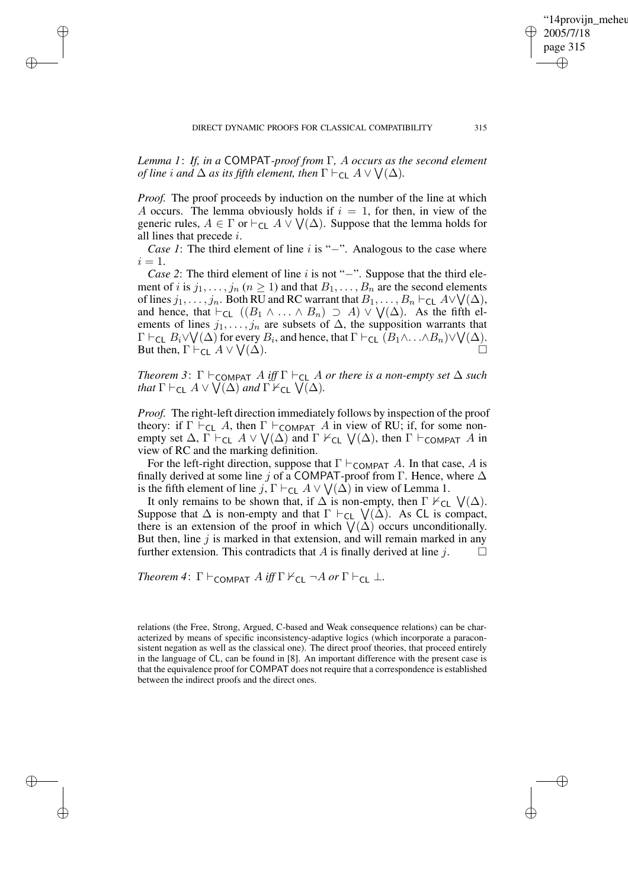*Lemma 1*: *If, in a* COMPAT*-proof from* $\Gamma$*,* $A$ *occurs as the second element of line* $i$ *and* $\Delta$ *as its fifth element, then* $\Gamma \vdash_{\mathsf{CL}} A \vee \bigvee(\Delta)$*.*

*Proof.* The proof proceeds by induction on the number of the line at which $A$ occurs. The lemma obviously holds if $i = 1$, for then, in view of the generic rules, $A \in \Gamma$ or $\vdash_{\mathsf{CL}} A \vee \bigvee(\Delta)$. Suppose that the lemma holds for all lines that precede $i$.

*Case 1*: The third element of line $i$ is "$-$". Analogous to the case where $i = 1$.

*Case 2*: The third element of line $i$ is not "$-$". Suppose that the third element of $i$ is $j_1, \ldots, j_n$ ($n \geq 1$) and that $B_1, \ldots, B_n$ are the second elements of lines $j_1, \ldots, j_n$. Both RU and RC warrant that $B_1, \ldots, B_n \vdash_{\mathsf{CL}} A \vee \bigvee(\Delta)$, and hence, that $\vdash_{\mathsf{CL}} ((B_1 \wedge \ldots \wedge B_n) \supset A) \vee \bigvee(\Delta)$. As the fifth elements of lines $j_1, \ldots, j_n$ are subsets of $\Delta$, the supposition warrants that $\Gamma \vdash_{\mathsf{CL}} B_i \vee \bigvee(\Delta)$ for every $B_i$, and hence, that $\Gamma \vdash_{\mathsf{CL}} (B_1 \wedge \ldots \wedge B_n) \vee \bigvee(\Delta)$. But then, $\Gamma \vdash_{\mathsf{CL}} A \vee \bigvee(\Delta)$. □

*Theorem 3*: $\Gamma \vdash_{\mathsf{COMPAT}} A$ *iff* $\Gamma \vdash_{\mathsf{CL}} A$ *or there is a non-empty set* $\Delta$ *such that* $\Gamma \vdash_{\mathsf{CL}} A \vee \bigvee(\Delta)$ *and* $\Gamma \nvdash_{\mathsf{CL}} \bigvee(\Delta)$*.*

*Proof.* The right-left direction immediately follows by inspection of the proof theory: if $\Gamma \vdash_{\mathsf{CL}} A$, then $\Gamma \vdash_{\mathsf{COMPAT}} A$ in view of RU; if, for some non-empty set $\Delta$, $\Gamma \vdash_{\mathsf{CL}} A \vee \bigvee(\Delta)$ and $\Gamma \nvdash_{\mathsf{CL}} \bigvee(\Delta)$, then $\Gamma \vdash_{\mathsf{COMPAT}} A$ in view of RC and the marking definition.

For the left-right direction, suppose that $\Gamma \vdash_{\mathsf{COMPAT}} A$. In that case, $A$ is finally derived at some line $j$ of a COMPAT-proof from $\Gamma$. Hence, where $\Delta$ is the fifth element of line $j$, $\Gamma \vdash_{\mathsf{CL}} A \vee \bigvee(\Delta)$ in view of Lemma 1.

It only remains to be shown that, if $\Delta$ is non-empty, then $\Gamma \nvdash_{\mathsf{CL}} \bigvee(\Delta)$. Suppose that $\Delta$ is non-empty and that $\Gamma \vdash_{\mathsf{CL}} \bigvee(\Delta)$. As CL is compact, there is an extension of the proof in which $\bigvee(\Delta)$ occurs unconditionally. But then, line $j$ is marked in that extension, and will remain marked in any further extension. This contradicts that $A$ is finally derived at line $j$. □

*Theorem 4*: $\Gamma \vdash_{\mathsf{COMPAT}} A$ *iff* $\Gamma \nvdash_{\mathsf{CL}} \neg A$ *or* $\Gamma \vdash_{\mathsf{CL}} \perp$*.*

relations (the Free, Strong, Argued, C-based and Weak consequence relations) can be characterized by means of specific inconsistency-adaptive logics (which incorporate a paraconsistent negation as well as the classical one). The direct proof theories, that proceed entirely in the language of CL, can be found in [8]. An important difference with the present case is that the equivalence proof for COMPAT does not require that a correspondence is established between the indirect proofs and the direct ones.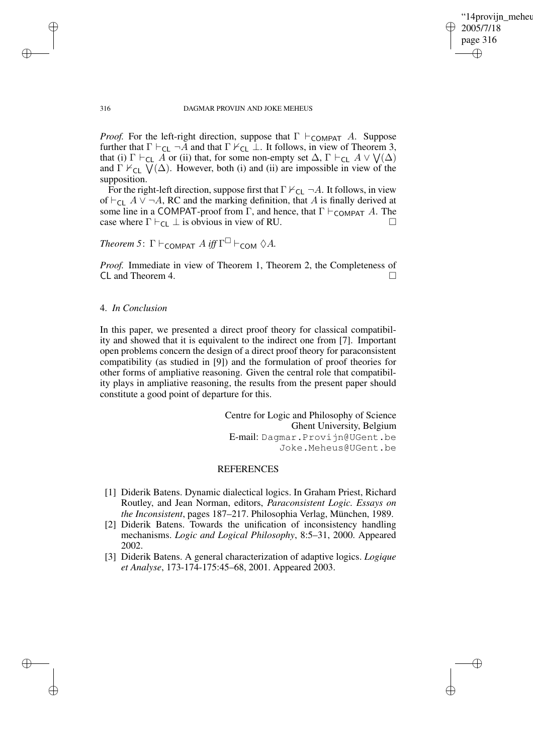*Proof.* For the left-right direction, suppose that $\Gamma \vdash_{\mathsf{COMPAT}} A$. Suppose further that $\Gamma \vdash_{\mathsf{CL}} \neg A$ and that $\Gamma \nvdash_{\mathsf{CL}} \bot$. It follows, in view of Theorem 3, that (i) $\Gamma \vdash_{\mathsf{CL}} A$ or (ii) that, for some non-empty set $\Delta$, $\Gamma \vdash_{\mathsf{CL}} A \vee \bigvee(\Delta)$ and $\Gamma \nvdash_{\mathsf{CL}} \bigvee(\Delta)$. However, both (i) and (ii) are impossible in view of the supposition.

For the right-left direction, suppose first that $\Gamma \nvdash_{\mathsf{CL}} \neg A$. It follows, in view of $\vdash_{\mathsf{CL}} A \vee \neg A$, RC and the marking definition, that $A$ is finally derived at some line in a COMPAT-proof from $\Gamma$, and hence, that $\Gamma \vdash_{\mathsf{COMPAT}} A$. The case where $\Gamma \vdash_{\mathsf{CL}} \bot$ is obvious in view of RU. □

*Theorem 5*: $\Gamma \vdash_{\mathsf{COMPAT}} A$ *iff* $\Gamma^{\Box} \vdash_{\mathsf{COM}} \Diamond A$.

*Proof.* Immediate in view of Theorem 1, Theorem 2, the Completeness of CL and Theorem 4. □

## 4. *In Conclusion*

In this paper, we presented a direct proof theory for classical compatibility and showed that it is equivalent to the indirect one from [7]. Important open problems concern the design of a direct proof theory for paraconsistent compatibility (as studied in [9]) and the formulation of proof theories for other forms of ampliative reasoning. Given the central role that compatibility plays in ampliative reasoning, the results from the present paper should constitute a good point of departure for this.

Centre for Logic and Philosophy of Science
Ghent University, Belgium
E-mail: Dagmar.Provijn@UGent.be
Joke.Meheus@UGent.be

## REFERENCES

[1] Diderik Batens. Dynamic dialectical logics. In Graham Priest, Richard Routley, and Jean Norman, editors, *Paraconsistent Logic. Essays on the Inconsistent*, pages 187–217. Philosophia Verlag, München, 1989.

[2] Diderik Batens. Towards the unification of inconsistency handling mechanisms. *Logic and Logical Philosophy*, 8:5–31, 2000. Appeared 2002.

[3] Diderik Batens. A general characterization of adaptive logics. *Logique et Analyse*, 173-174-175:45–68, 2001. Appeared 2003.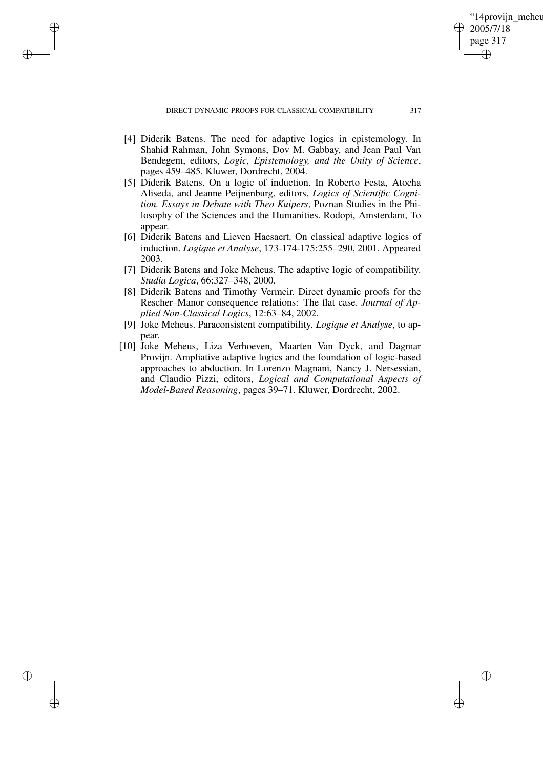[4] Diderik Batens. The need for adaptive logics in epistemology. In Shahid Rahman, John Symons, Dov M. Gabbay, and Jean Paul Van Bendegem, editors, *Logic, Epistemology, and the Unity of Science*, pages 459–485. Kluwer, Dordrecht, 2004.

[5] Diderik Batens. On a logic of induction. In Roberto Festa, Atocha Aliseda, and Jeanne Peijnenburg, editors, *Logics of Scientific Cognition. Essays in Debate with Theo Kuipers*, Poznan Studies in the Philosophy of the Sciences and the Humanities. Rodopi, Amsterdam, To appear.

[6] Diderik Batens and Lieven Haesaert. On classical adaptive logics of induction. *Logique et Analyse*, 173-174-175:255–290, 2001. Appeared 2003.

[7] Diderik Batens and Joke Meheus. The adaptive logic of compatibility. *Studia Logica*, 66:327–348, 2000.

[8] Diderik Batens and Timothy Vermeir. Direct dynamic proofs for the Rescher–Manor consequence relations: The flat case. *Journal of Applied Non-Classical Logics*, 12:63–84, 2002.

[9] Joke Meheus. Paraconsistent compatibility. *Logique et Analyse*, to appear.

[10] Joke Meheus, Liza Verhoeven, Maarten Van Dyck, and Dagmar Provijn. Ampliative adaptive logics and the foundation of logic-based approaches to abduction. In Lorenzo Magnani, Nancy J. Nersessian, and Claudio Pizzi, editors, *Logical and Computational Aspects of Model-Based Reasoning*, pages 39–71. Kluwer, Dordrecht, 2002.